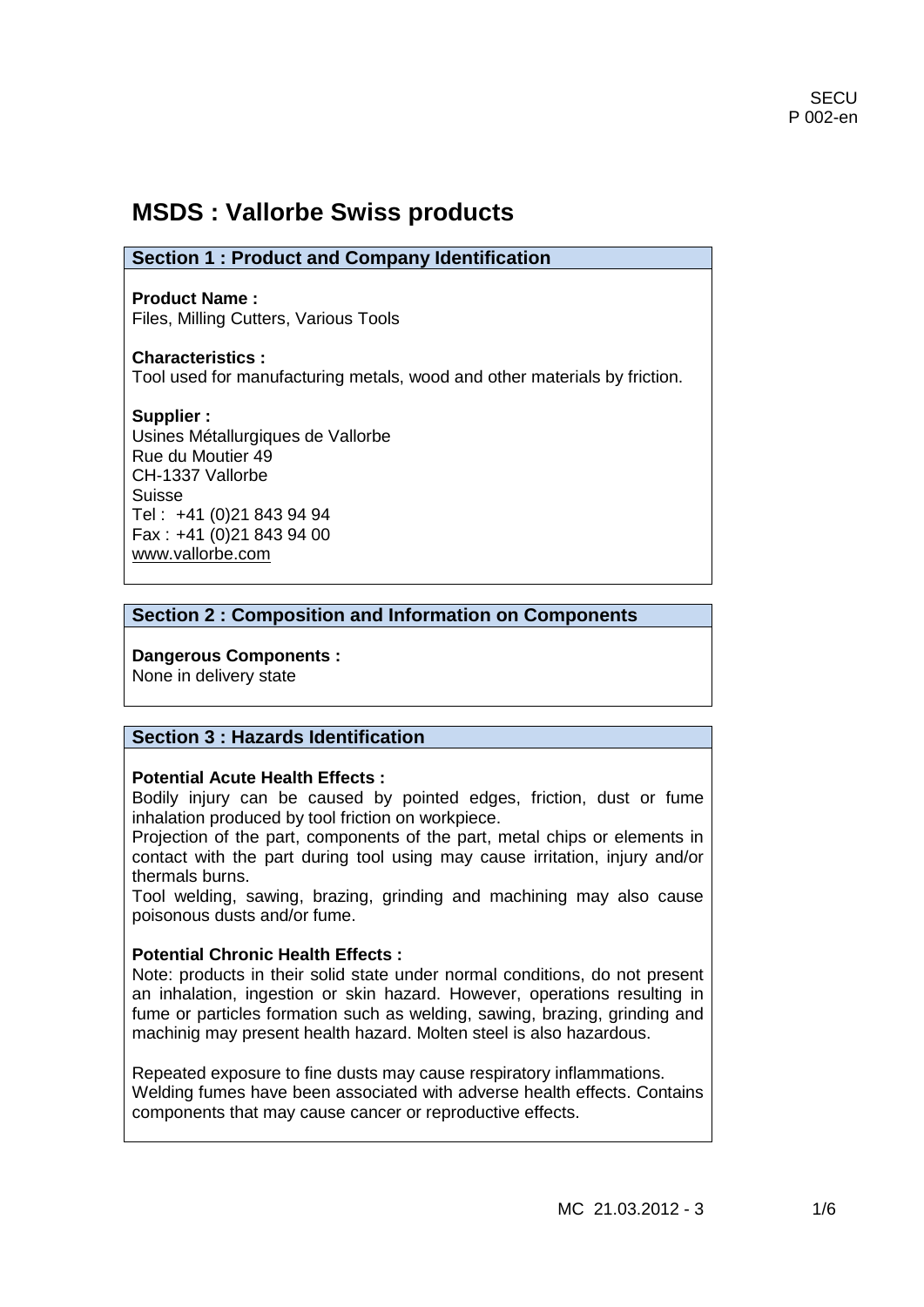# MSDS : Vallorbe Swiss products

## Section 1 : Product and Company Identification

**Product Name :**
Files, Milling Cutters, Various Tools

**Characteristics :**
Tool used for manufacturing metals, wood and other materials by friction.

**Supplier :**
Usines Métallurgiques de Vallorbe
Rue du Moutier 49
CH-1337 Vallorbe
Suisse
Tel : +41 (0)21 843 94 94
Fax : +41 (0)21 843 94 00
www.vallorbe.com

## Section 2 : Composition and Information on Components

**Dangerous Components :**
None in delivery state

## Section 3 : Hazards Identification

**Potential Acute Health Effects :**
Bodily injury can be caused by pointed edges, friction, dust or fume inhalation produced by tool friction on workpiece.
Projection of the part, components of the part, metal chips or elements in contact with the part during tool using may cause irritation, injury and/or thermals burns.
Tool welding, sawing, brazing, grinding and machining may also cause poisonous dusts and/or fume.

**Potential Chronic Health Effects :**
Note: products in their solid state under normal conditions, do not present an inhalation, ingestion or skin hazard. However, operations resulting in fume or particles formation such as welding, sawing, brazing, grinding and machinig may present health hazard. Molten steel is also hazardous.

Repeated exposure to fine dusts may cause respiratory inflammations.
Welding fumes have been associated with adverse health effects. Contains components that may cause cancer or reproductive effects.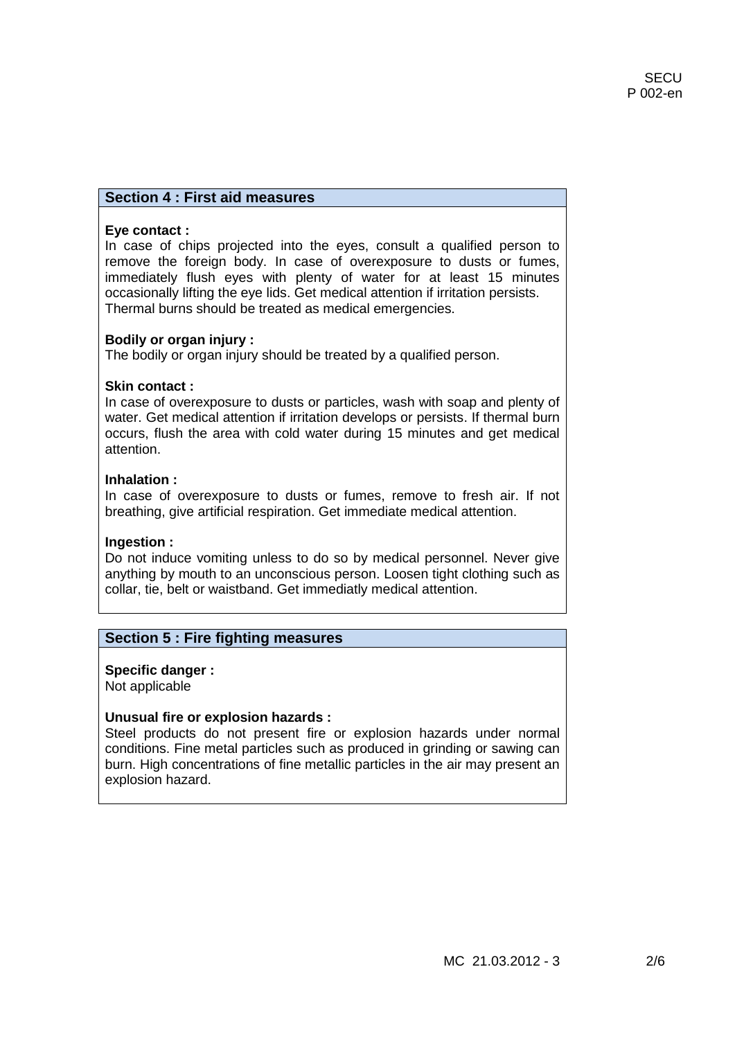## Section 4 : First aid measures

**Eye contact :**
In case of chips projected into the eyes, consult a qualified person to remove the foreign body. In case of overexposure to dusts or fumes, immediately flush eyes with plenty of water for at least 15 minutes occasionally lifting the eye lids. Get medical attention if irritation persists. Thermal burns should be treated as medical emergencies.

**Bodily or organ injury :**
The bodily or organ injury should be treated by a qualified person.

**Skin contact :**
In case of overexposure to dusts or particles, wash with soap and plenty of water. Get medical attention if irritation develops or persists. If thermal burn occurs, flush the area with cold water during 15 minutes and get medical attention.

**Inhalation :**
In case of overexposure to dusts or fumes, remove to fresh air. If not breathing, give artificial respiration. Get immediate medical attention.

**Ingestion :**
Do not induce vomiting unless to do so by medical personnel. Never give anything by mouth to an unconscious person. Loosen tight clothing such as collar, tie, belt or waistband. Get immediatly medical attention.

## Section 5 : Fire fighting measures

**Specific danger :**
Not applicable

**Unusual fire or explosion hazards :**
Steel products do not present fire or explosion hazards under normal conditions. Fine metal particles such as produced in grinding or sawing can burn. High concentrations of fine metallic particles in the air may present an explosion hazard.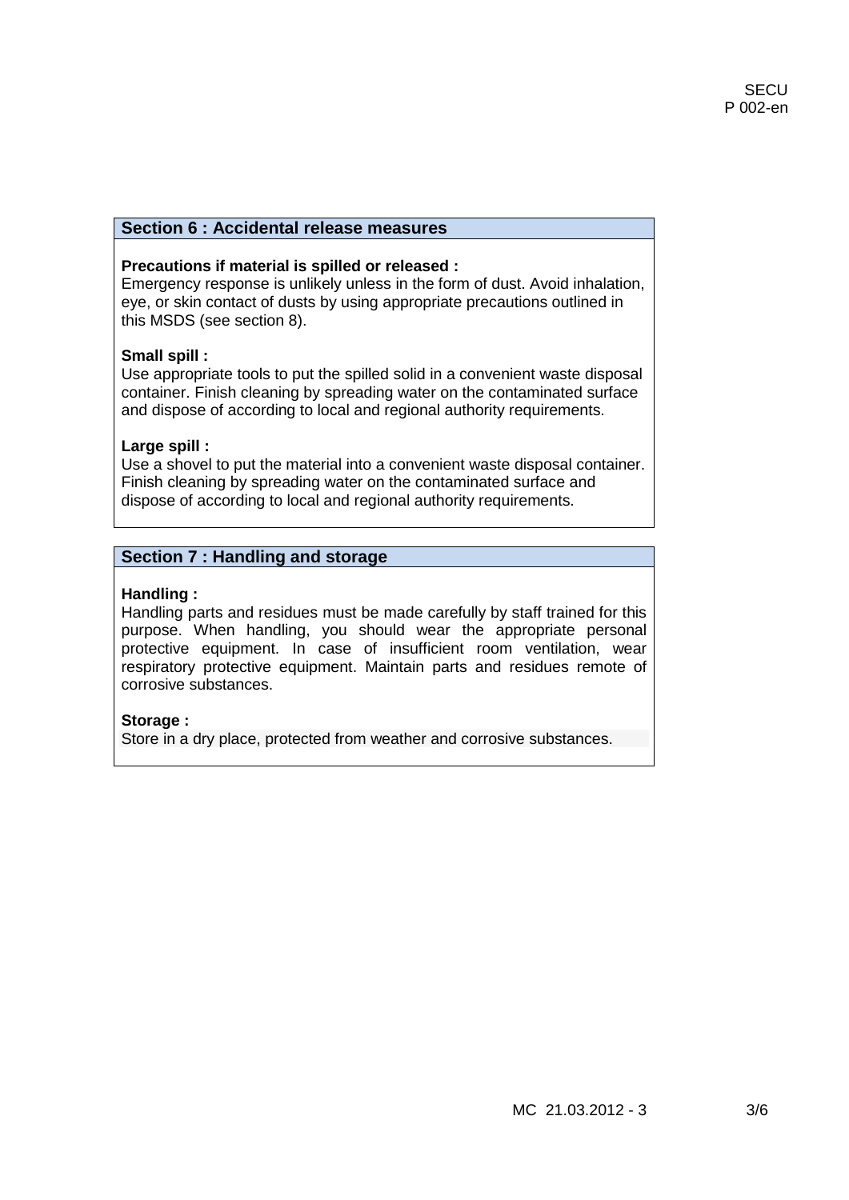## Section 6 : Accidental release measures

**Precautions if material is spilled or released :**
Emergency response is unlikely unless in the form of dust. Avoid inhalation, eye, or skin contact of dusts by using appropriate precautions outlined in this MSDS (see section 8).

**Small spill :**
Use appropriate tools to put the spilled solid in a convenient waste disposal container. Finish cleaning by spreading water on the contaminated surface and dispose of according to local and regional authority requirements.

**Large spill :**
Use a shovel to put the material into a convenient waste disposal container. Finish cleaning by spreading water on the contaminated surface and dispose of according to local and regional authority requirements.

## Section 7 : Handling and storage

**Handling :**
Handling parts and residues must be made carefully by staff trained for this purpose. When handling, you should wear the appropriate personal protective equipment. In case of insufficient room ventilation, wear respiratory protective equipment. Maintain parts and residues remote of corrosive substances.

**Storage :**
Store in a dry place, protected from weather and corrosive substances.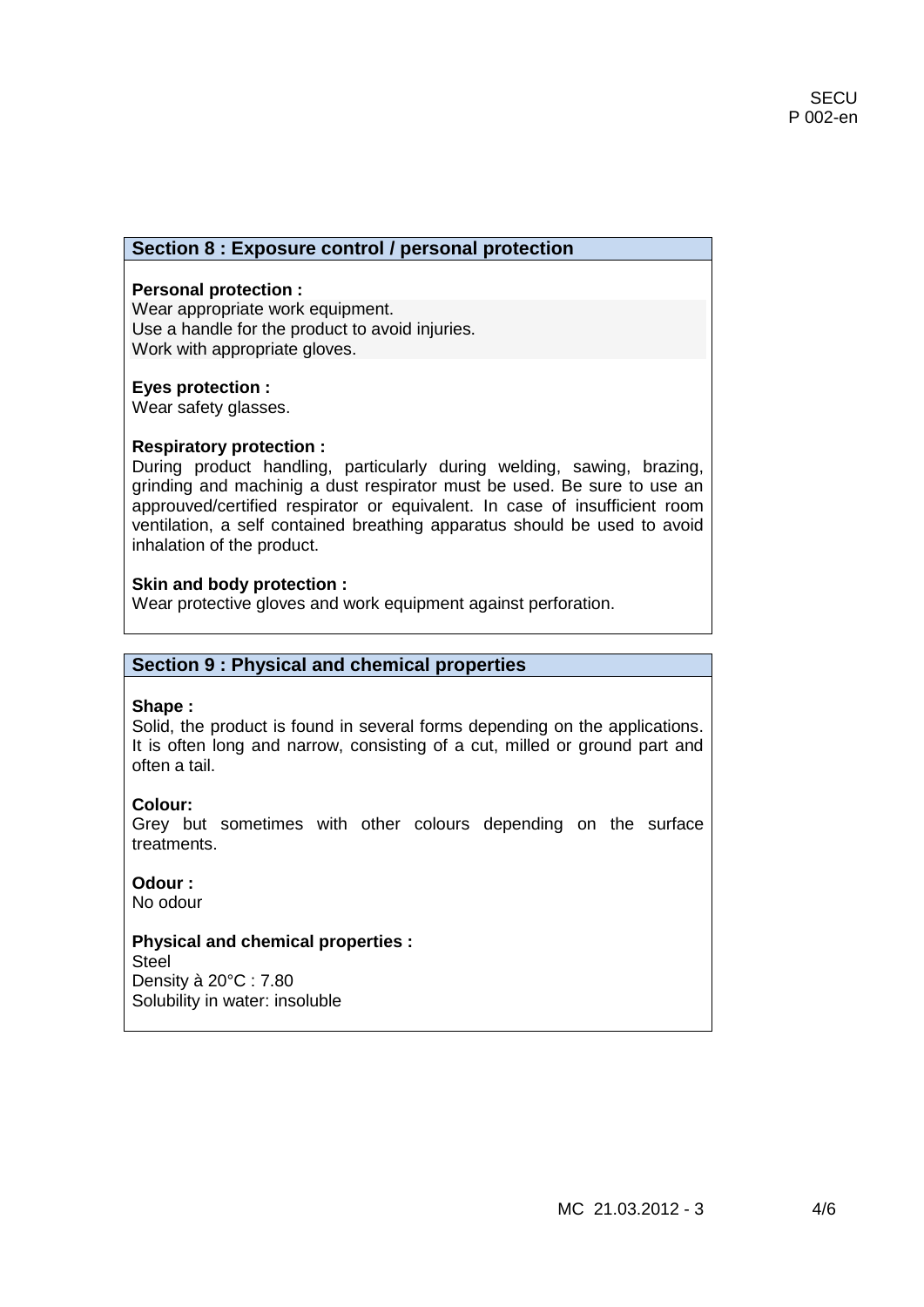## Section 8 : Exposure control / personal protection

**Personal protection :**
Wear appropriate work equipment.
Use a handle for the product to avoid injuries.
Work with appropriate gloves.

**Eyes protection :**
Wear safety glasses.

**Respiratory protection :**
During product handling, particularly during welding, sawing, brazing, grinding and machinig a dust respirator must be used. Be sure to use an approuved/certified respirator or equivalent. In case of insufficient room ventilation, a self contained breathing apparatus should be used to avoid inhalation of the product.

**Skin and body protection :**
Wear protective gloves and work equipment against perforation.

## Section 9 : Physical and chemical properties

**Shape :**
Solid, the product is found in several forms depending on the applications. It is often long and narrow, consisting of a cut, milled or ground part and often a tail.

**Colour:**
Grey but sometimes with other colours depending on the surface treatments.

**Odour :**
No odour

**Physical and chemical properties :**
Steel
Density à 20°C : 7.80
Solubility in water: insoluble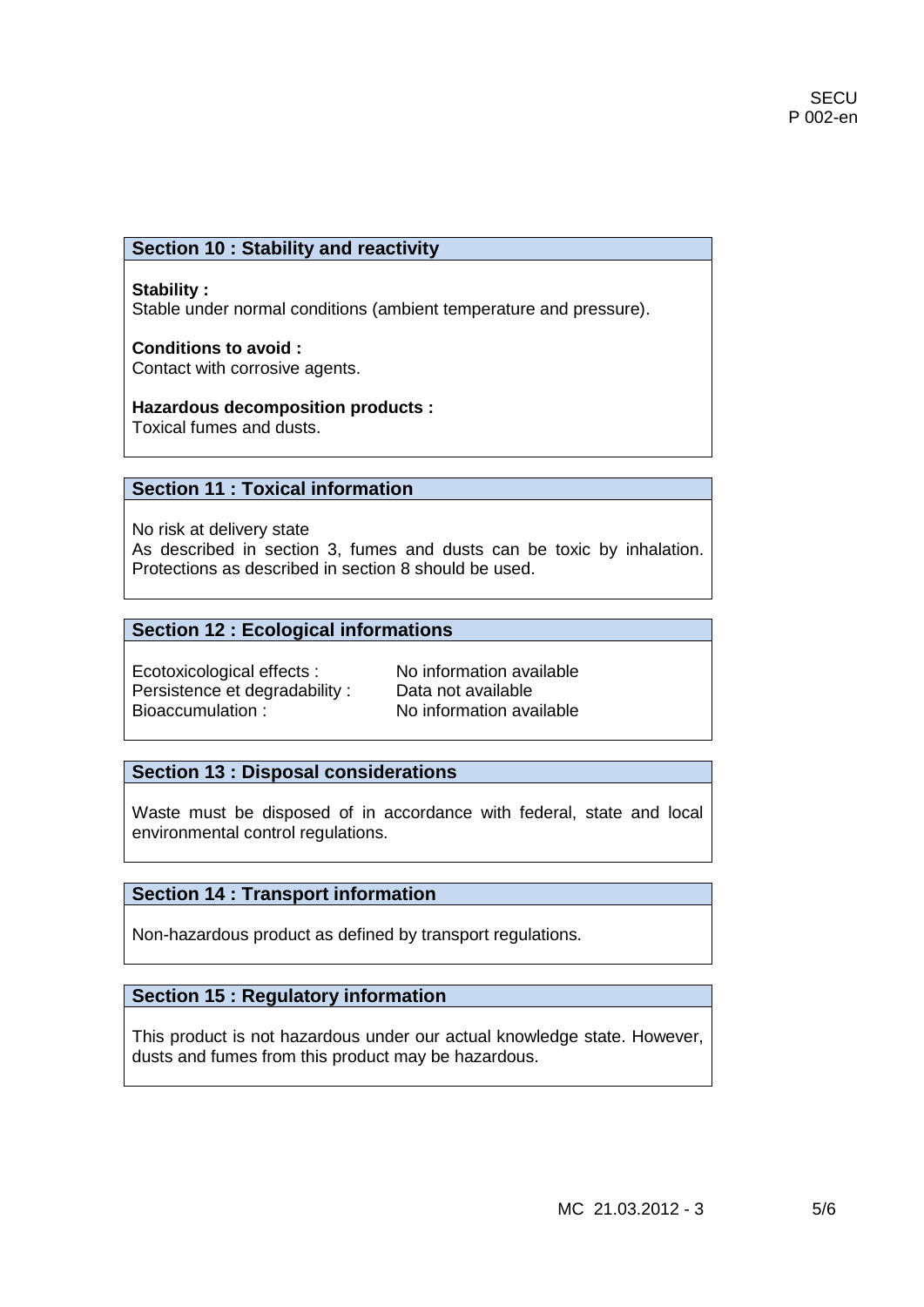## Section 10 : Stability and reactivity

**Stability :**
Stable under normal conditions (ambient temperature and pressure).

**Conditions to avoid :**
Contact with corrosive agents.

**Hazardous decomposition products :**
Toxical fumes and dusts.

## Section 11 : Toxical information

No risk at delivery state
As described in section 3, fumes and dusts can be toxic by inhalation. Protections as described in section 8 should be used.

## Section 12 : Ecological informations

| | |
|---|---|
| Ecotoxicological effects : | No information available |
| Persistence et degradability : | Data not available |
| Bioaccumulation : | No information available |

## Section 13 : Disposal considerations

Waste must be disposed of in accordance with federal, state and local environmental control regulations.

## Section 14 : Transport information

Non-hazardous product as defined by transport regulations.

## Section 15 : Regulatory information

This product is not hazardous under our actual knowledge state. However, dusts and fumes from this product may be hazardous.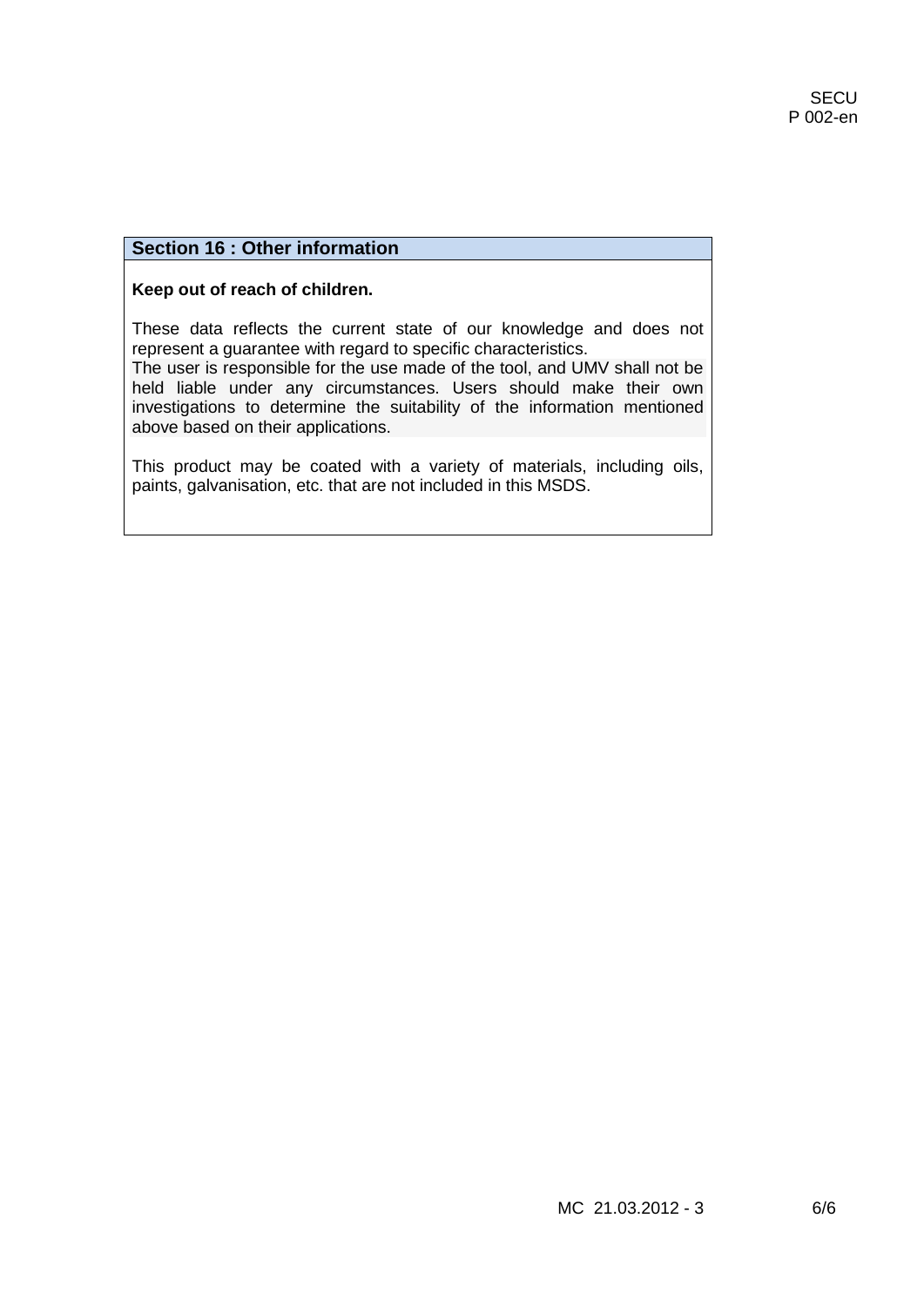## Section 16 : Other information

**Keep out of reach of children.**

These data reflects the current state of our knowledge and does not represent a guarantee with regard to specific characteristics.
The user is responsible for the use made of the tool, and UMV shall not be held liable under any circumstances. Users should make their own investigations to determine the suitability of the information mentioned above based on their applications.

This product may be coated with a variety of materials, including oils, paints, galvanisation, etc. that are not included in this MSDS.